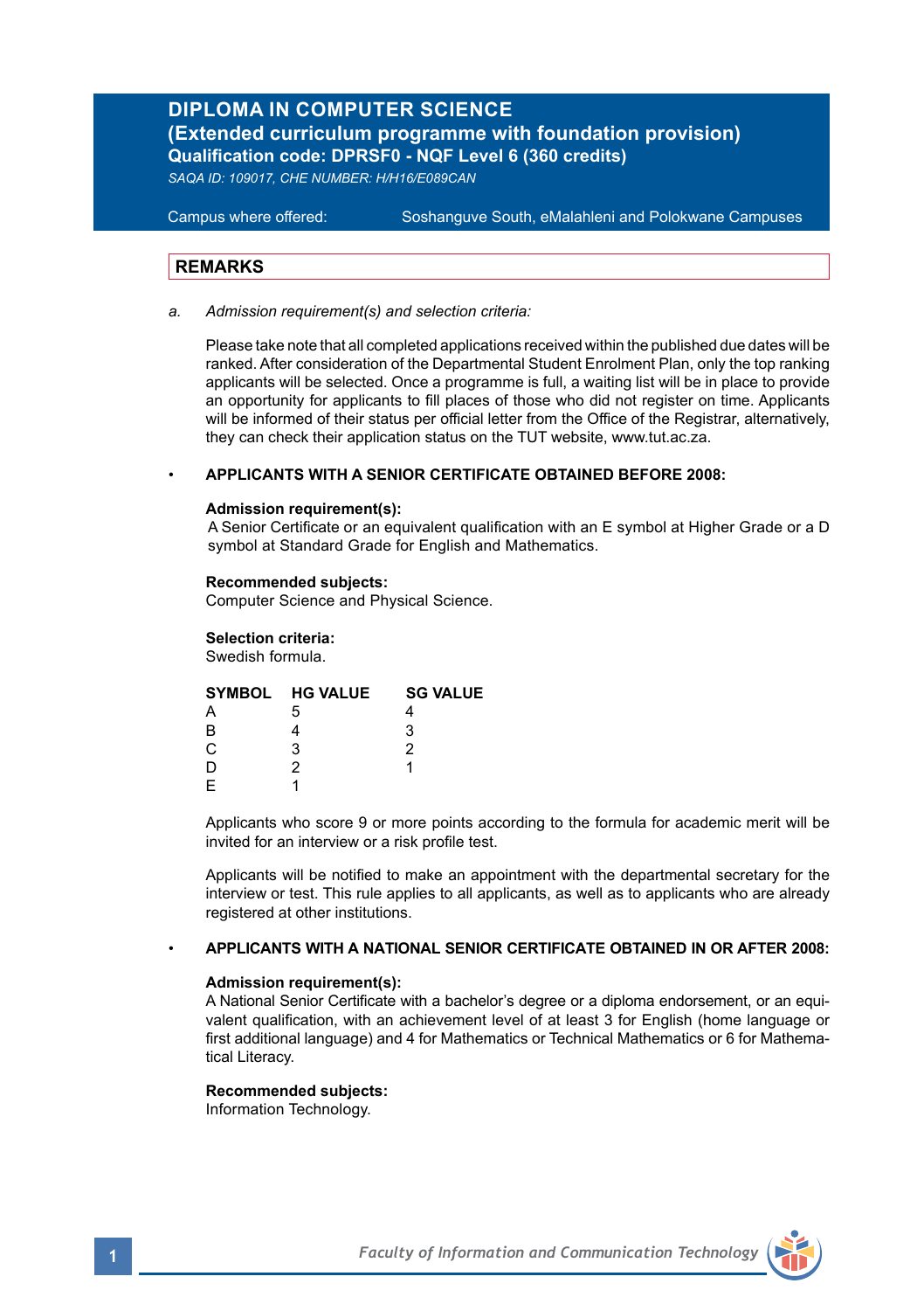# DIPLOMA IN COMPUTER SCIENCE
## (Extended curriculum programme with foundation provision)
### Qualification code: DPRSF0 - NQF Level 6 (360 credits)

*SAQA ID: 109017, CHE NUMBER: H/H16/E089CAN*

Campus where offered: Soshanguve South, eMalahleni and Polokwane Campuses

## REMARKS

*a. Admission requirement(s) and selection criteria:*

Please take note that all completed applications received within the published due dates will be ranked. After consideration of the Departmental Student Enrolment Plan, only the top ranking applicants will be selected. Once a programme is full, a waiting list will be in place to provide an opportunity for applicants to fill places of those who did not register on time. Applicants will be informed of their status per official letter from the Office of the Registrar, alternatively, they can check their application status on the TUT website, www.tut.ac.za.

- **APPLICANTS WITH A SENIOR CERTIFICATE OBTAINED BEFORE 2008:**

**Admission requirement(s):**
A Senior Certificate or an equivalent qualification with an E symbol at Higher Grade or a D symbol at Standard Grade for English and Mathematics.

**Recommended subjects:**
Computer Science and Physical Science.

**Selection criteria:**
Swedish formula.

| SYMBOL | HG VALUE | SG VALUE |
|---|---|---|
| A | 5 | 4 |
| B | 4 | 3 |
| C | 3 | 2 |
| D | 2 | 1 |
| E | 1 | |

Applicants who score 9 or more points according to the formula for academic merit will be invited for an interview or a risk profile test.

Applicants will be notified to make an appointment with the departmental secretary for the interview or test. This rule applies to all applicants, as well as to applicants who are already registered at other institutions.

- **APPLICANTS WITH A NATIONAL SENIOR CERTIFICATE OBTAINED IN OR AFTER 2008:**

**Admission requirement(s):**
A National Senior Certificate with a bachelor's degree or a diploma endorsement, or an equivalent qualification, with an achievement level of at least 3 for English (home language or first additional language) and 4 for Mathematics or Technical Mathematics or 6 for Mathematical Literacy.

**Recommended subjects:**
Information Technology.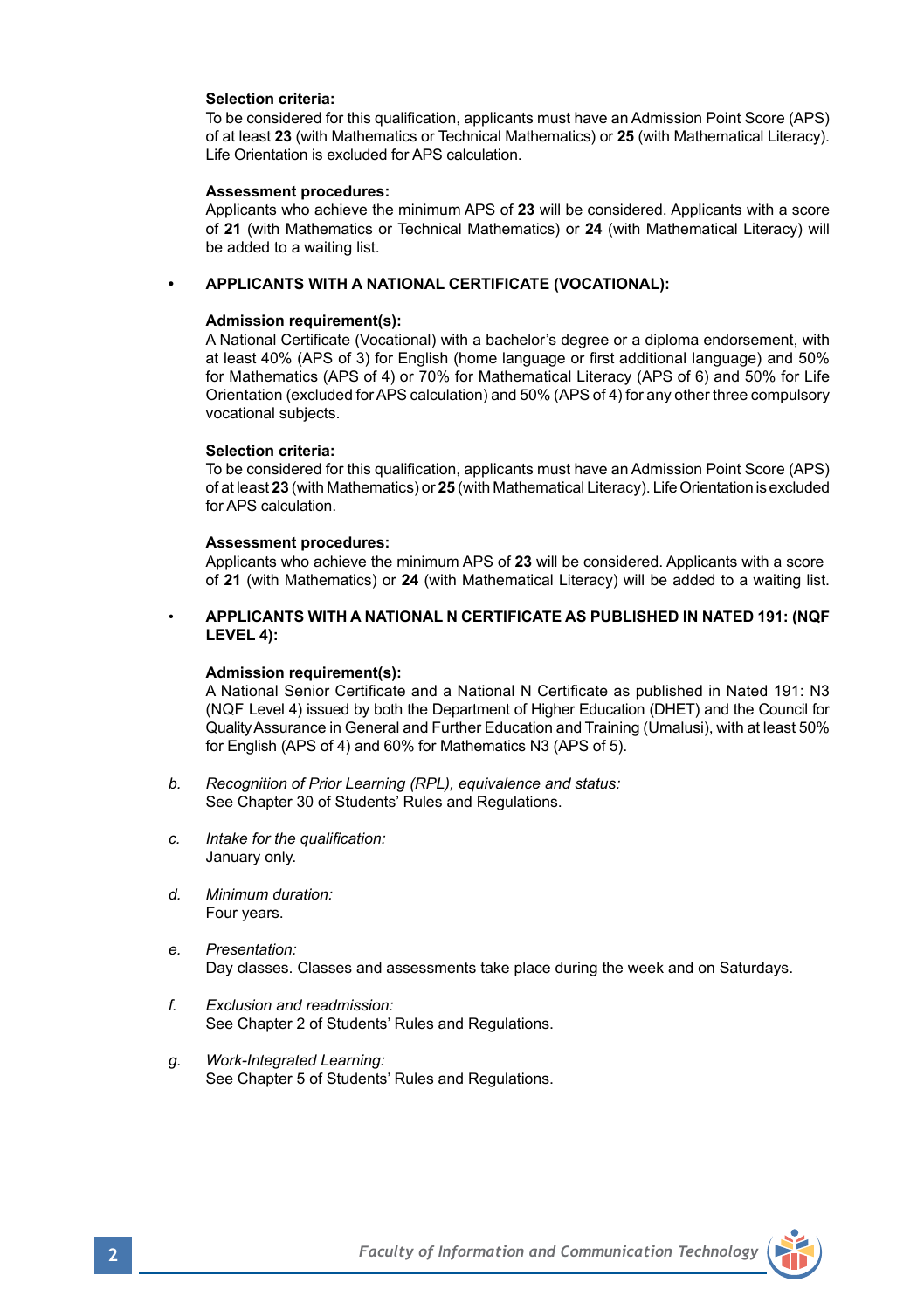**Selection criteria:**
To be considered for this qualification, applicants must have an Admission Point Score (APS) of at least **23** (with Mathematics or Technical Mathematics) or **25** (with Mathematical Literacy). Life Orientation is excluded for APS calculation.

**Assessment procedures:**
Applicants who achieve the minimum APS of **23** will be considered. Applicants with a score of **21** (with Mathematics or Technical Mathematics) or **24** (with Mathematical Literacy) will be added to a waiting list.

- **APPLICANTS WITH A NATIONAL CERTIFICATE (VOCATIONAL):**

  **Admission requirement(s):**
  A National Certificate (Vocational) with a bachelor's degree or a diploma endorsement, with at least 40% (APS of 3) for English (home language or first additional language) and 50% for Mathematics (APS of 4) or 70% for Mathematical Literacy (APS of 6) and 50% for Life Orientation (excluded for APS calculation) and 50% (APS of 4) for any other three compulsory vocational subjects.

  **Selection criteria:**
  To be considered for this qualification, applicants must have an Admission Point Score (APS) of at least **23** (with Mathematics) or **25** (with Mathematical Literacy). Life Orientation is excluded for APS calculation.

  **Assessment procedures:**
  Applicants who achieve the minimum APS of **23** will be considered. Applicants with a score of **21** (with Mathematics) or **24** (with Mathematical Literacy) will be added to a waiting list.

- **APPLICANTS WITH A NATIONAL N CERTIFICATE AS PUBLISHED IN NATED 191: (NQF LEVEL 4):**

  **Admission requirement(s):**
  A National Senior Certificate and a National N Certificate as published in Nated 191: N3 (NQF Level 4) issued by both the Department of Higher Education (DHET) and the Council for Quality Assurance in General and Further Education and Training (Umalusi), with at least 50% for English (APS of 4) and 60% for Mathematics N3 (APS of 5).

b. *Recognition of Prior Learning (RPL), equivalence and status:*
   See Chapter 30 of Students' Rules and Regulations.

c. *Intake for the qualification:*
   January only.

d. *Minimum duration:*
   Four years.

e. *Presentation:*
   Day classes. Classes and assessments take place during the week and on Saturdays.

f. *Exclusion and readmission:*
   See Chapter 2 of Students' Rules and Regulations.

g. *Work-Integrated Learning:*
   See Chapter 5 of Students' Rules and Regulations.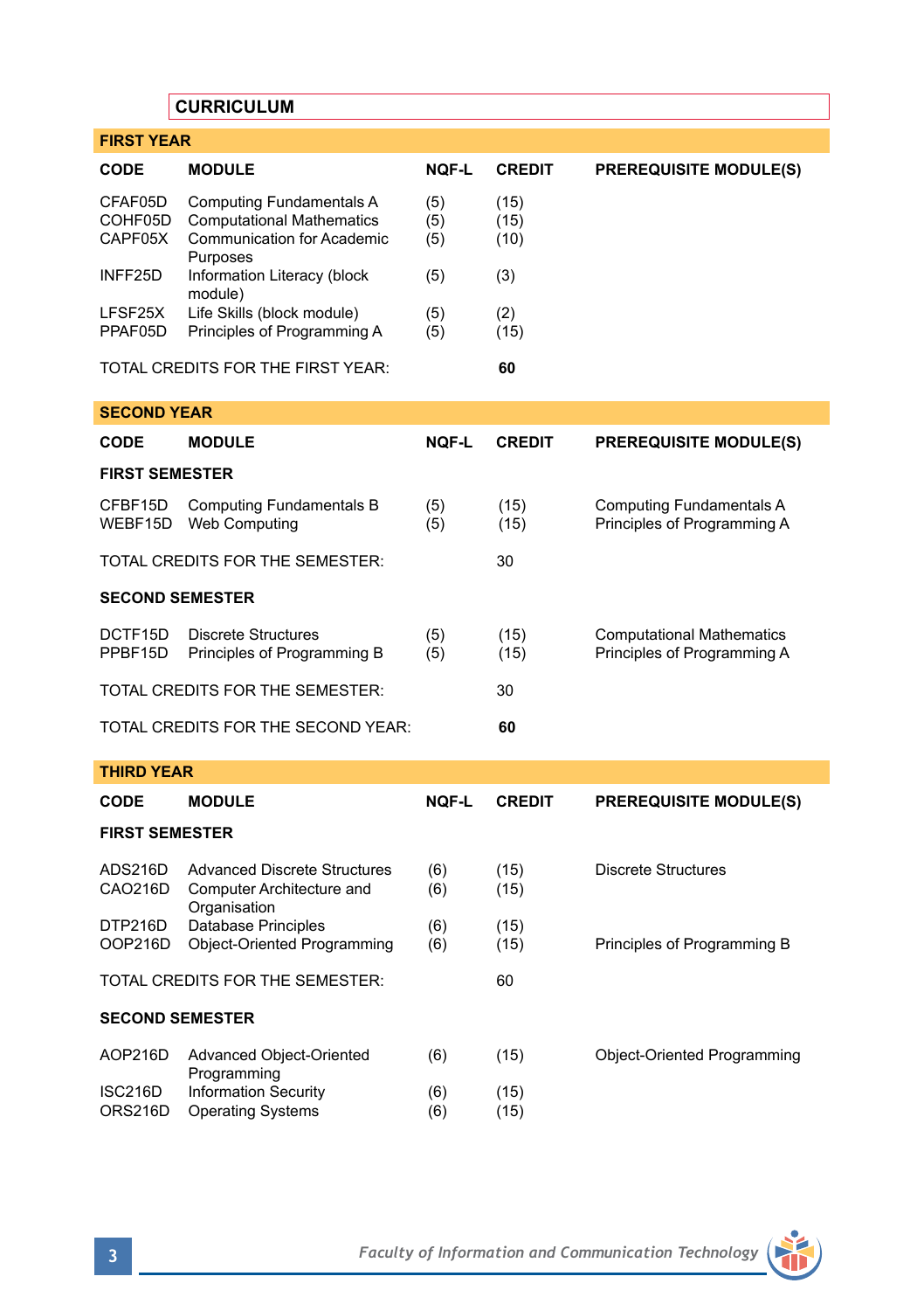## CURRICULUM

### FIRST YEAR

| CODE | MODULE | NQF-L | CREDIT | PREREQUISITE MODULE(S) |
|---|---|---|---|---|
| CFAF05D | Computing Fundamentals A | (5) | (15) | |
| COHF05D | Computational Mathematics | (5) | (15) | |
| CAPF05X | Communication for Academic Purposes | (5) | (10) | |
| INFF25D | Information Literacy (block module) | (5) | (3) | |
| LFSF25X | Life Skills (block module) | (5) | (2) | |
| PPAF05D | Principles of Programming A | (5) | (15) | |
| TOTAL CREDITS FOR THE FIRST YEAR: | | | **60** | |

### SECOND YEAR

| CODE | MODULE | NQF-L | CREDIT | PREREQUISITE MODULE(S) |
|---|---|---|---|---|
| **FIRST SEMESTER** | | | | |
| CFBF15D | Computing Fundamentals B | (5) | (15) | Computing Fundamentals A |
| WEBF15D | Web Computing | (5) | (15) | Principles of Programming A |
| TOTAL CREDITS FOR THE SEMESTER: | | | 30 | |
| **SECOND SEMESTER** | | | | |
| DCTF15D | Discrete Structures | (5) | (15) | Computational Mathematics |
| PPBF15D | Principles of Programming B | (5) | (15) | Principles of Programming A |
| TOTAL CREDITS FOR THE SEMESTER: | | | 30 | |
| TOTAL CREDITS FOR THE SECOND YEAR: | | | **60** | |

### THIRD YEAR

| CODE | MODULE | NQF-L | CREDIT | PREREQUISITE MODULE(S) |
|---|---|---|---|---|
| **FIRST SEMESTER** | | | | |
| ADS216D | Advanced Discrete Structures | (6) | (15) | Discrete Structures |
| CAO216D | Computer Architecture and Organisation | (6) | (15) | |
| DTP216D | Database Principles | (6) | (15) | |
| OOP216D | Object-Oriented Programming | (6) | (15) | Principles of Programming B |
| TOTAL CREDITS FOR THE SEMESTER: | | | 60 | |
| **SECOND SEMESTER** | | | | |
| AOP216D | Advanced Object-Oriented Programming | (6) | (15) | Object-Oriented Programming |
| ISC216D | Information Security | (6) | (15) | |
| ORS216D | Operating Systems | (6) | (15) | |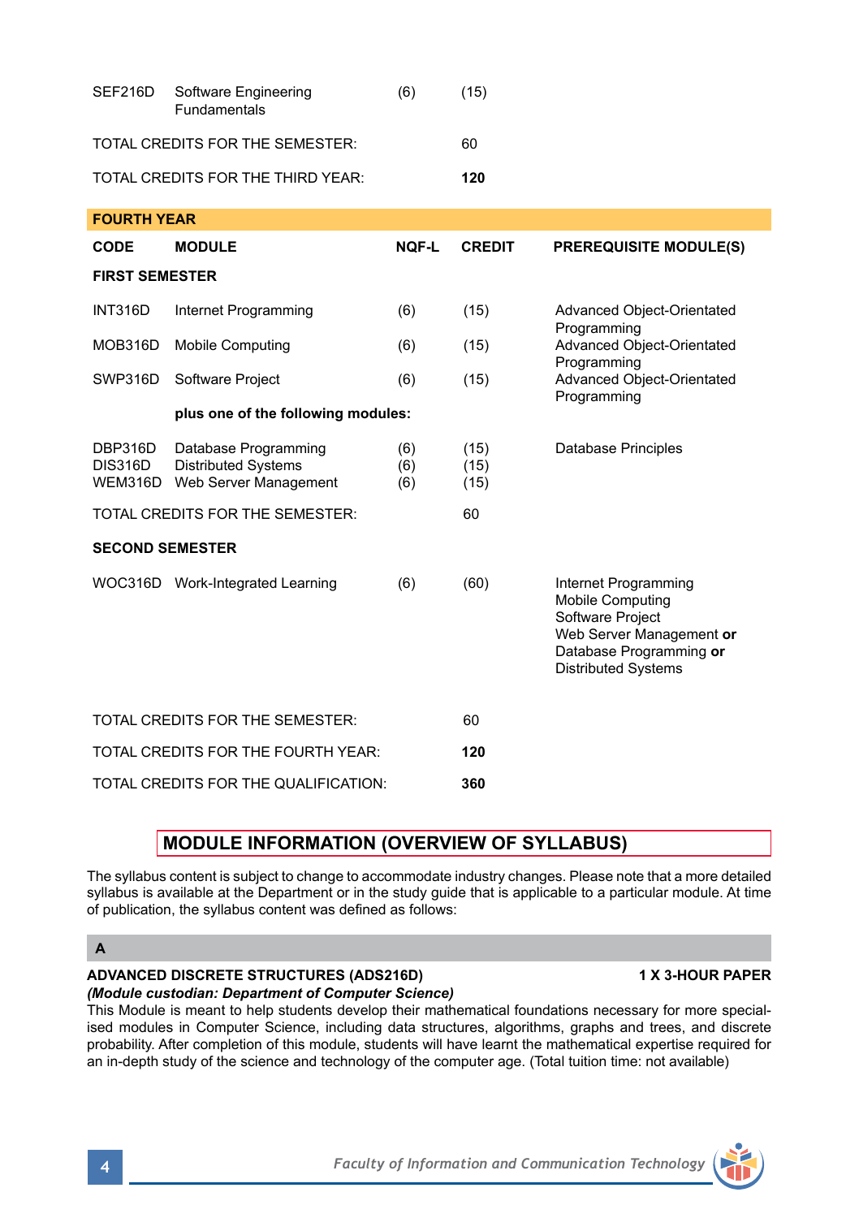| | | | | |
|---|---|---|---|---|
| SEF216D | Software Engineering Fundamentals | (6) | (15) | |
| TOTAL CREDITS FOR THE SEMESTER: | | | 60 | |
| TOTAL CREDITS FOR THE THIRD YEAR: | | | **120** | |

**FOURTH YEAR**

| CODE | MODULE | NQF-L | CREDIT | PREREQUISITE MODULE(S) |
|---|---|---|---|---|
| **FIRST SEMESTER** | | | | |
| INT316D | Internet Programming | (6) | (15) | Advanced Object-Orientated Programming |
| MOB316D | Mobile Computing | (6) | (15) | Advanced Object-Orientated Programming |
| SWP316D | Software Project | (6) | (15) | Advanced Object-Orientated Programming |
| | **plus one of the following modules:** | | | |
| DBP316D | Database Programming | (6) | (15) | Database Principles |
| DIS316D | Distributed Systems | (6) | (15) | |
| WEM316D | Web Server Management | (6) | (15) | |
| TOTAL CREDITS FOR THE SEMESTER: | | | 60 | |
| **SECOND SEMESTER** | | | | |
| WOC316D | Work-Integrated Learning | (6) | (60) | Internet Programming<br>Mobile Computing<br>Software Project<br>Web Server Management **or**<br>Database Programming **or**<br>Distributed Systems |
| TOTAL CREDITS FOR THE SEMESTER: | | | 60 | |
| TOTAL CREDITS FOR THE FOURTH YEAR: | | | **120** | |
| TOTAL CREDITS FOR THE QUALIFICATION: | | | **360** | |

## MODULE INFORMATION (OVERVIEW OF SYLLABUS)

The syllabus content is subject to change to accommodate industry changes. Please note that a more detailed syllabus is available at the Department or in the study guide that is applicable to a particular module. At time of publication, the syllabus content was defined as follows:

### A

**ADVANCED DISCRETE STRUCTURES (ADS216D)** **1 X 3-HOUR PAPER**

***(Module custodian: Department of Computer Science)***

This Module is meant to help students develop their mathematical foundations necessary for more specialised modules in Computer Science, including data structures, algorithms, graphs and trees, and discrete probability. After completion of this module, students will have learnt the mathematical expertise required for an in-depth study of the science and technology of the computer age. (Total tuition time: not available)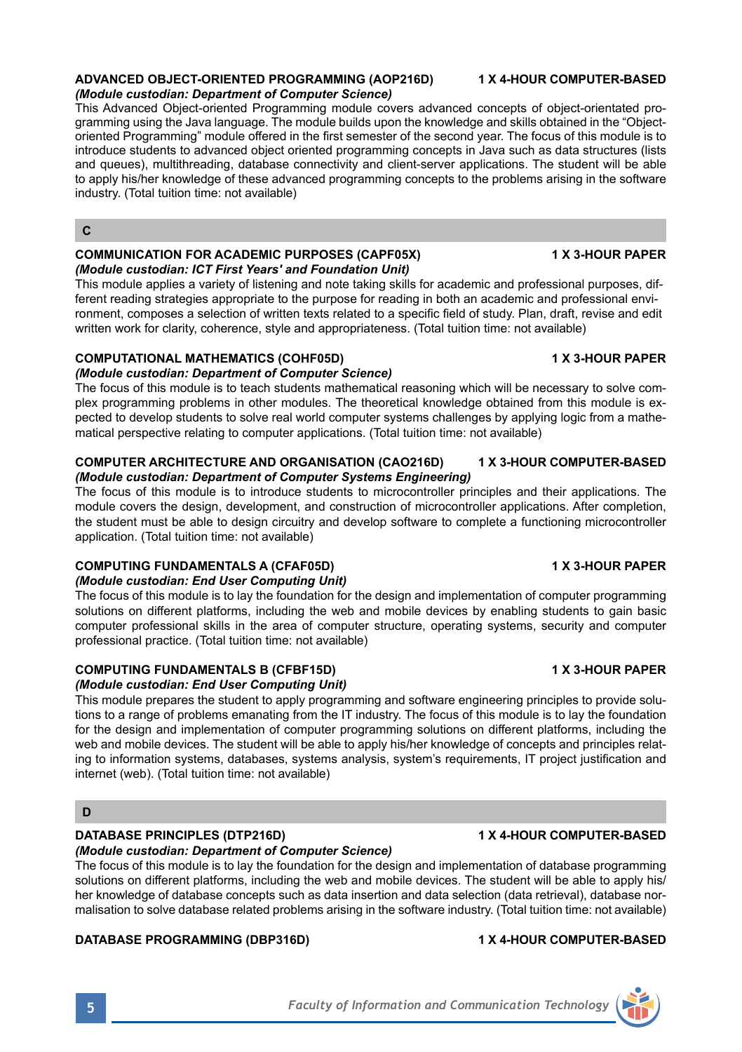### ADVANCED OBJECT-ORIENTED PROGRAMMING (AOP216D) 1 X 4-HOUR COMPUTER-BASED

*(Module custodian: Department of Computer Science)*

This Advanced Object-oriented Programming module covers advanced concepts of object-orientated programming using the Java language. The module builds upon the knowledge and skills obtained in the "Object-oriented Programming" module offered in the first semester of the second year. The focus of this module is to introduce students to advanced object oriented programming concepts in Java such as data structures (lists and queues), multithreading, database connectivity and client-server applications. The student will be able to apply his/her knowledge of these advanced programming concepts to the problems arising in the software industry. (Total tuition time: not available)

## C

### COMMUNICATION FOR ACADEMIC PURPOSES (CAPF05X) 1 X 3-HOUR PAPER

*(Module custodian: ICT First Years' and Foundation Unit)*

This module applies a variety of listening and note taking skills for academic and professional purposes, different reading strategies appropriate to the purpose for reading in both an academic and professional environment, composes a selection of written texts related to a specific field of study. Plan, draft, revise and edit written work for clarity, coherence, style and appropriateness. (Total tuition time: not available)

### COMPUTATIONAL MATHEMATICS (COHF05D) 1 X 3-HOUR PAPER

*(Module custodian: Department of Computer Science)*

The focus of this module is to teach students mathematical reasoning which will be necessary to solve complex programming problems in other modules. The theoretical knowledge obtained from this module is expected to develop students to solve real world computer systems challenges by applying logic from a mathematical perspective relating to computer applications. (Total tuition time: not available)

### COMPUTER ARCHITECTURE AND ORGANISATION (CAO216D) 1 X 3-HOUR COMPUTER-BASED

*(Module custodian: Department of Computer Systems Engineering)*

The focus of this module is to introduce students to microcontroller principles and their applications. The module covers the design, development, and construction of microcontroller applications. After completion, the student must be able to design circuitry and develop software to complete a functioning microcontroller application. (Total tuition time: not available)

### COMPUTING FUNDAMENTALS A (CFAF05D) 1 X 3-HOUR PAPER

*(Module custodian: End User Computing Unit)*

The focus of this module is to lay the foundation for the design and implementation of computer programming solutions on different platforms, including the web and mobile devices by enabling students to gain basic computer professional skills in the area of computer structure, operating systems, security and computer professional practice. (Total tuition time: not available)

### COMPUTING FUNDAMENTALS B (CFBF15D) 1 X 3-HOUR PAPER

*(Module custodian: End User Computing Unit)*

This module prepares the student to apply programming and software engineering principles to provide solutions to a range of problems emanating from the IT industry. The focus of this module is to lay the foundation for the design and implementation of computer programming solutions on different platforms, including the web and mobile devices. The student will be able to apply his/her knowledge of concepts and principles relating to information systems, databases, systems analysis, system's requirements, IT project justification and internet (web). (Total tuition time: not available)

## D

### DATABASE PRINCIPLES (DTP216D) 1 X 4-HOUR COMPUTER-BASED

*(Module custodian: Department of Computer Science)*

The focus of this module is to lay the foundation for the design and implementation of database programming solutions on different platforms, including the web and mobile devices. The student will be able to apply his/her knowledge of database concepts such as data insertion and data selection (data retrieval), database normalisation to solve database related problems arising in the software industry. (Total tuition time: not available)

### DATABASE PROGRAMMING (DBP316D) 1 X 4-HOUR COMPUTER-BASED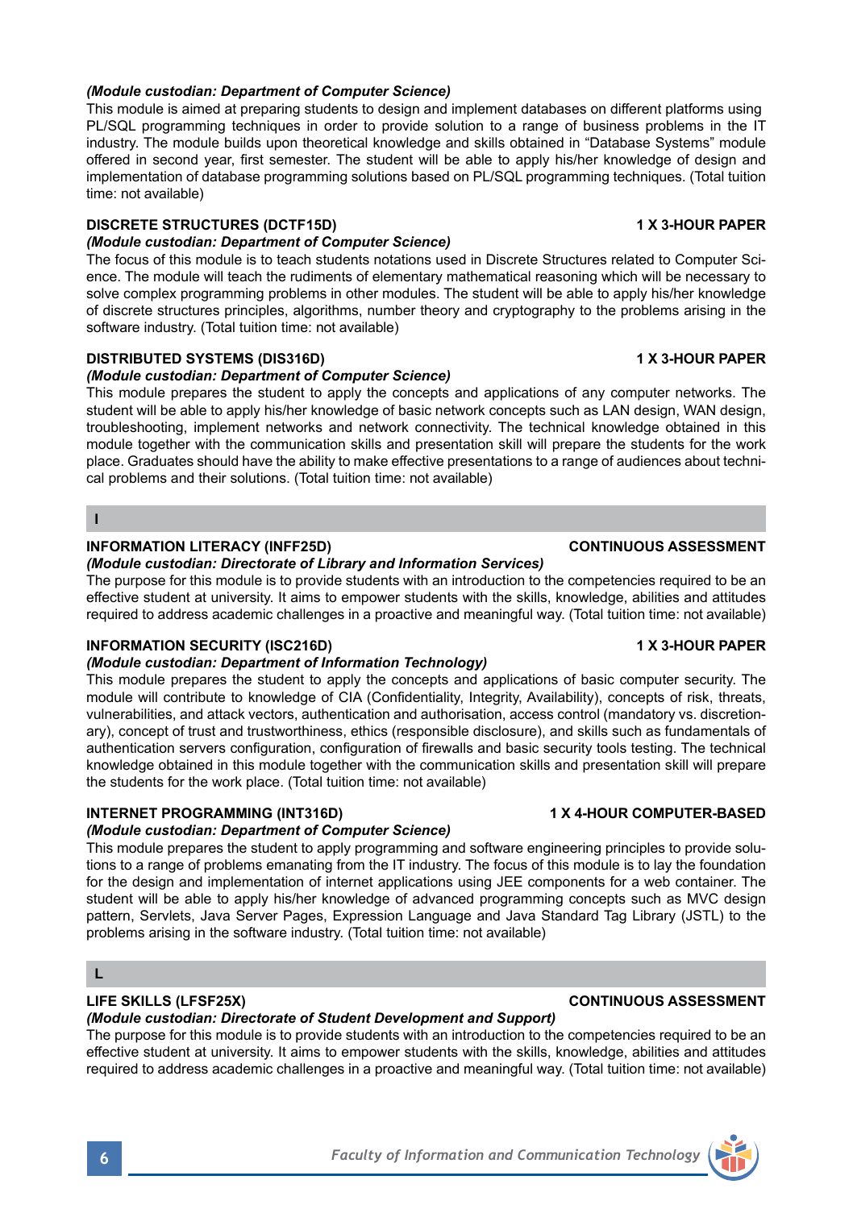*(Module custodian: Department of Computer Science)*

This module is aimed at preparing students to design and implement databases on different platforms using PL/SQL programming techniques in order to provide solution to a range of business problems in the IT industry. The module builds upon theoretical knowledge and skills obtained in "Database Systems" module offered in second year, first semester. The student will be able to apply his/her knowledge of design and implementation of database programming solutions based on PL/SQL programming techniques. (Total tuition time: not available)

**DISCRETE STRUCTURES (DCTF15D)** **1 X 3-HOUR PAPER**

*(Module custodian: Department of Computer Science)*

The focus of this module is to teach students notations used in Discrete Structures related to Computer Science. The module will teach the rudiments of elementary mathematical reasoning which will be necessary to solve complex programming problems in other modules. The student will be able to apply his/her knowledge of discrete structures principles, algorithms, number theory and cryptography to the problems arising in the software industry. (Total tuition time: not available)

**DISTRIBUTED SYSTEMS (DIS316D)** **1 X 3-HOUR PAPER**

*(Module custodian: Department of Computer Science)*

This module prepares the student to apply the concepts and applications of any computer networks. The student will be able to apply his/her knowledge of basic network concepts such as LAN design, WAN design, troubleshooting, implement networks and network connectivity. The technical knowledge obtained in this module together with the communication skills and presentation skill will prepare the students for the work place. Graduates should have the ability to make effective presentations to a range of audiences about technical problems and their solutions. (Total tuition time: not available)

## I

**INFORMATION LITERACY (INFF25D)** **CONTINUOUS ASSESSMENT**

*(Module custodian: Directorate of Library and Information Services)*

The purpose for this module is to provide students with an introduction to the competencies required to be an effective student at university. It aims to empower students with the skills, knowledge, abilities and attitudes required to address academic challenges in a proactive and meaningful way. (Total tuition time: not available)

**INFORMATION SECURITY (ISC216D)** **1 X 3-HOUR PAPER**

*(Module custodian: Department of Information Technology)*

This module prepares the student to apply the concepts and applications of basic computer security. The module will contribute to knowledge of CIA (Confidentiality, Integrity, Availability), concepts of risk, threats, vulnerabilities, and attack vectors, authentication and authorisation, access control (mandatory vs. discretionary), concept of trust and trustworthiness, ethics (responsible disclosure), and skills such as fundamentals of authentication servers configuration, configuration of firewalls and basic security tools testing. The technical knowledge obtained in this module together with the communication skills and presentation skill will prepare the students for the work place. (Total tuition time: not available)

**INTERNET PROGRAMMING (INT316D)** **1 X 4-HOUR COMPUTER-BASED**

*(Module custodian: Department of Computer Science)*

This module prepares the student to apply programming and software engineering principles to provide solutions to a range of problems emanating from the IT industry. The focus of this module is to lay the foundation for the design and implementation of internet applications using JEE components for a web container. The student will be able to apply his/her knowledge of advanced programming concepts such as MVC design pattern, Servlets, Java Server Pages, Expression Language and Java Standard Tag Library (JSTL) to the problems arising in the software industry. (Total tuition time: not available)

## L

**LIFE SKILLS (LFSF25X)** **CONTINUOUS ASSESSMENT**

*(Module custodian: Directorate of Student Development and Support)*

The purpose for this module is to provide students with an introduction to the competencies required to be an effective student at university. It aims to empower students with the skills, knowledge, abilities and attitudes required to address academic challenges in a proactive and meaningful way. (Total tuition time: not available)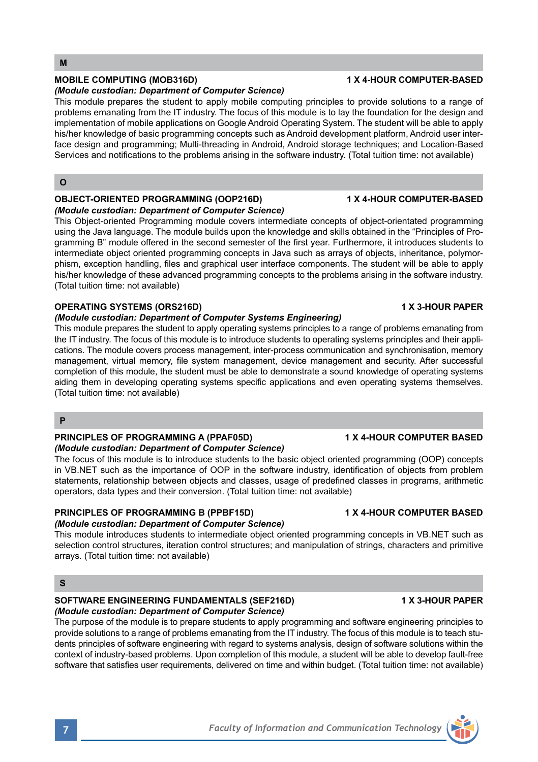## M

### MOBILE COMPUTING (MOB316D) — 1 X 4-HOUR COMPUTER-BASED

***(Module custodian: Department of Computer Science)***

This module prepares the student to apply mobile computing principles to provide solutions to a range of problems emanating from the IT industry. The focus of this module is to lay the foundation for the design and implementation of mobile applications on Google Android Operating System. The student will be able to apply his/her knowledge of basic programming concepts such as Android development platform, Android user interface design and programming; Multi-threading in Android, Android storage techniques; and Location-Based Services and notifications to the problems arising in the software industry. (Total tuition time: not available)

## O

### OBJECT-ORIENTED PROGRAMMING (OOP216D) — 1 X 4-HOUR COMPUTER-BASED

***(Module custodian: Department of Computer Science)***

This Object-oriented Programming module covers intermediate concepts of object-orientated programming using the Java language. The module builds upon the knowledge and skills obtained in the "Principles of Programming B" module offered in the second semester of the first year. Furthermore, it introduces students to intermediate object oriented programming concepts in Java such as arrays of objects, inheritance, polymorphism, exception handling, files and graphical user interface components. The student will be able to apply his/her knowledge of these advanced programming concepts to the problems arising in the software industry. (Total tuition time: not available)

### OPERATING SYSTEMS (ORS216D) — 1 X 3-HOUR PAPER

***(Module custodian: Department of Computer Systems Engineering)***

This module prepares the student to apply operating systems principles to a range of problems emanating from the IT industry. The focus of this module is to introduce students to operating systems principles and their applications. The module covers process management, inter-process communication and synchronisation, memory management, virtual memory, file system management, device management and security. After successful completion of this module, the student must be able to demonstrate a sound knowledge of operating systems aiding them in developing operating systems specific applications and even operating systems themselves. (Total tuition time: not available)

## P

### PRINCIPLES OF PROGRAMMING A (PPAF05D) — 1 X 4-HOUR COMPUTER BASED

***(Module custodian: Department of Computer Science)***

The focus of this module is to introduce students to the basic object oriented programming (OOP) concepts in VB.NET such as the importance of OOP in the software industry, identification of objects from problem statements, relationship between objects and classes, usage of predefined classes in programs, arithmetic operators, data types and their conversion. (Total tuition time: not available)

### PRINCIPLES OF PROGRAMMING B (PPBF15D) — 1 X 4-HOUR COMPUTER BASED

***(Module custodian: Department of Computer Science)***

This module introduces students to intermediate object oriented programming concepts in VB.NET such as selection control structures, iteration control structures; and manipulation of strings, characters and primitive arrays. (Total tuition time: not available)

## S

### SOFTWARE ENGINEERING FUNDAMENTALS (SEF216D) — 1 X 3-HOUR PAPER

***(Module custodian: Department of Computer Science)***

The purpose of the module is to prepare students to apply programming and software engineering principles to provide solutions to a range of problems emanating from the IT industry. The focus of this module is to teach students principles of software engineering with regard to systems analysis, design of software solutions within the context of industry-based problems. Upon completion of this module, a student will be able to develop fault-free software that satisfies user requirements, delivered on time and within budget. (Total tuition time: not available)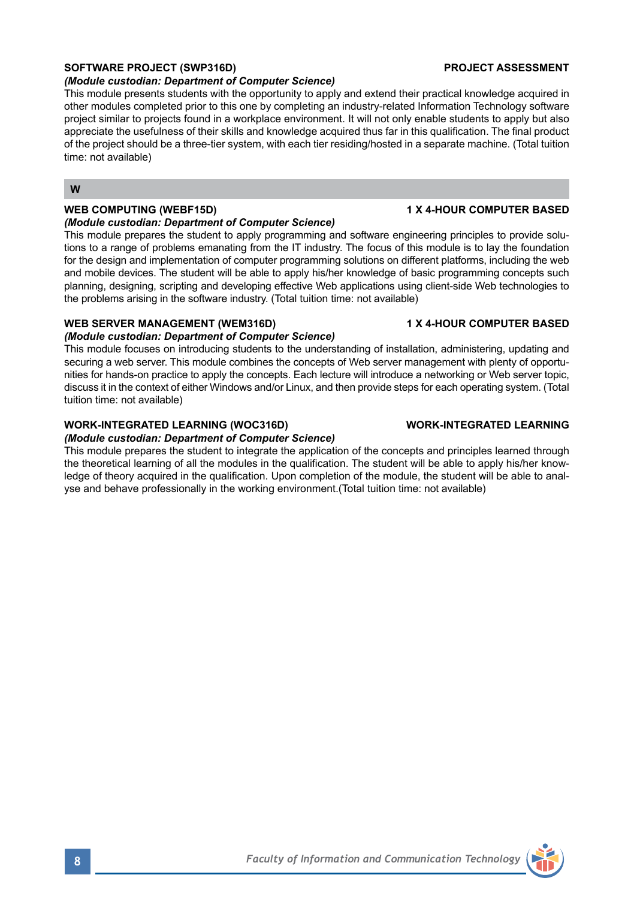**SOFTWARE PROJECT (SWP316D)** **PROJECT ASSESSMENT**

***(Module custodian: Department of Computer Science)***

This module presents students with the opportunity to apply and extend their practical knowledge acquired in other modules completed prior to this one by completing an industry-related Information Technology software project similar to projects found in a workplace environment. It will not only enable students to apply but also appreciate the usefulness of their skills and knowledge acquired thus far in this qualification. The final product of the project should be a three-tier system, with each tier residing/hosted in a separate machine. (Total tuition time: not available)

## W

**WEB COMPUTING (WEBF15D)** **1 X 4-HOUR COMPUTER BASED**

***(Module custodian: Department of Computer Science)***

This module prepares the student to apply programming and software engineering principles to provide solutions to a range of problems emanating from the IT industry. The focus of this module is to lay the foundation for the design and implementation of computer programming solutions on different platforms, including the web and mobile devices. The student will be able to apply his/her knowledge of basic programming concepts such planning, designing, scripting and developing effective Web applications using client-side Web technologies to the problems arising in the software industry. (Total tuition time: not available)

**WEB SERVER MANAGEMENT (WEM316D)** **1 X 4-HOUR COMPUTER BASED**

***(Module custodian: Department of Computer Science)***

This module focuses on introducing students to the understanding of installation, administering, updating and securing a web server. This module combines the concepts of Web server management with plenty of opportunities for hands-on practice to apply the concepts. Each lecture will introduce a networking or Web server topic, discuss it in the context of either Windows and/or Linux, and then provide steps for each operating system. (Total tuition time: not available)

**WORK-INTEGRATED LEARNING (WOC316D)** **WORK-INTEGRATED LEARNING**

***(Module custodian: Department of Computer Science)***

This module prepares the student to integrate the application of the concepts and principles learned through the theoretical learning of all the modules in the qualification. The student will be able to apply his/her knowledge of theory acquired in the qualification. Upon completion of the module, the student will be able to analyse and behave professionally in the working environment.(Total tuition time: not available)